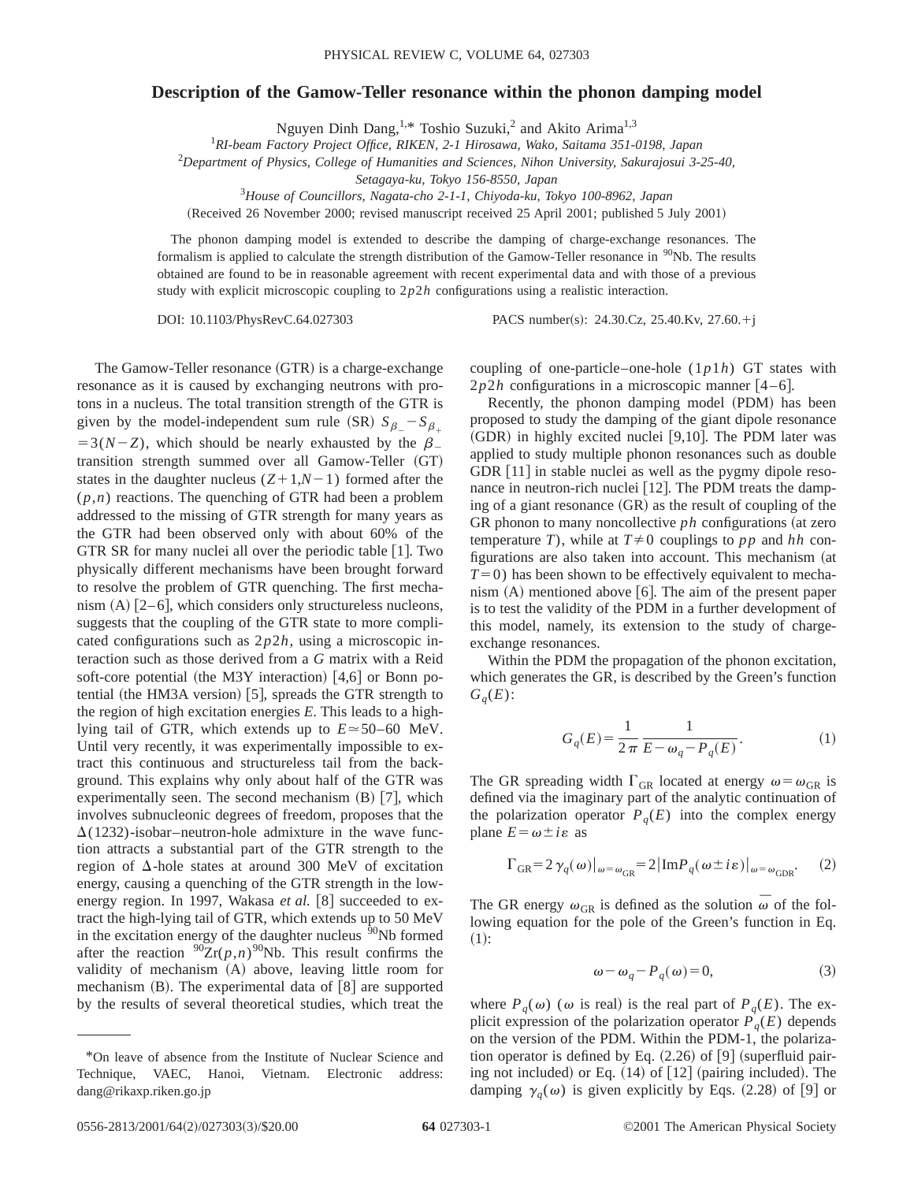# Description of the Gamow-Teller resonance within the phonon damping model

Nguyen Dinh Dang,[1,*] Toshio Suzuki,[2] and Akito Arima[1,3]

[1] RI-beam Factory Project Office, RIKEN, 2-1 Hirosawa, Wako, Saitama 351-0198, Japan

[2] Department of Physics, College of Humanities and Sciences, Nihon University, Sakurajosui 3-25-40, Setagaya-ku, Tokyo 156-8550, Japan

[3] House of Councillors, Nagata-cho 2-1-1, Chiyoda-ku, Tokyo 100-8962, Japan

(Received 26 November 2000; revised manuscript received 25 April 2001; published 5 July 2001)

The phonon damping model is extended to describe the damping of charge-exchange resonances. The formalism is applied to calculate the strength distribution of the Gamow-Teller resonance in $^{90}$Nb. The results obtained are found to be in reasonable agreement with recent experimental data and with those of a previous study with explicit microscopic coupling to $2p2h$ configurations using a realistic interaction.

DOI: 10.1103/PhysRevC.64.027303 PACS number(s): 24.30.Cz, 25.40.Kv, 27.60.+j

The Gamow-Teller resonance (GTR) is a charge-exchange resonance as it is caused by exchanging neutrons with protons in a nucleus. The total transition strength of the GTR is given by the model-independent sum rule (SR) $S_{\beta_-} - S_{\beta_+} = 3(N-Z)$, which should be nearly exhausted by the $\beta_-$ transition strength summed over all Gamow-Teller (GT) states in the daughter nucleus $(Z+1,N-1)$ formed after the $(p,n)$ reactions. The quenching of GTR had been a problem addressed to the missing of GTR strength for many years as the GTR had been observed only with about 60% of the GTR SR for many nuclei all over the periodic table [1]. Two physically different mechanisms have been brought forward to resolve the problem of GTR quenching. The first mechanism (A) [2–6], which considers only structureless nucleons, suggests that the coupling of the GTR state to more complicated configurations such as $2p2h$, using a microscopic interaction such as those derived from a $G$ matrix with a Reid soft-core potential (the M3Y interaction) [4,6] or Bonn potential (the HM3A version) [5], spreads the GTR strength to the region of high excitation energies $E$. This leads to a highly-lying tail of GTR, which extends up to $E \simeq 50$–60 MeV. Until very recently, it was experimentally impossible to extract this continuous and structureless tail from the background. This explains why only about half of the GTR was experimentally seen. The second mechanism (B) [7], which involves subnucleonic degrees of freedom, proposes that the $\Delta(1232)$-isobar–neutron-hole admixture in the wave function attracts a substantial part of the GTR strength to the region of $\Delta$-hole states at around 300 MeV of excitation energy, causing a quenching of the GTR strength in the low-energy region. In 1997, Wakasa *et al.* [8] succeeded to extract the high-lying tail of GTR, which extends up to 50 MeV in the excitation energy of the daughter nucleus $^{90}$Nb formed after the reaction $^{90}$Zr$(p,n)^{90}$Nb. This result confirms the validity of mechanism (A) above, leaving little room for mechanism (B). The experimental data of [8] are supported by the results of several theoretical studies, which treat the coupling of one-particle–one-hole $(1p1h)$ GT states with $2p2h$ configurations in a microscopic manner [4–6].

Recently, the phonon damping model (PDM) has been proposed to study the damping of the giant dipole resonance (GDR) in highly excited nuclei [9,10]. The PDM later was applied to study multiple phonon resonances such as double GDR [11] in stable nuclei as well as the pygmy dipole resonance in neutron-rich nuclei [12]. The PDM treats the damping of a giant resonance (GR) as the result of coupling of the GR phonon to many noncollective $ph$ configurations (at zero temperature $T$), while at $T \neq 0$ couplings to $pp$ and $hh$ configurations are also taken into account. This mechanism (at $T=0$) has been shown to be effectively equivalent to mechanism (A) mentioned above [6]. The aim of the present paper is to test the validity of the PDM in a further development of this model, namely, its extension to the study of charge-exchange resonances.

Within the PDM the propagation of the phonon excitation, which generates the GR, is described by the Green's function $G_q(E)$:

$$G_q(E) = \frac{1}{2\pi} \frac{1}{E - \omega_q - P_q(E)}. \tag{1}$$

The GR spreading width $\Gamma_{\rm GR}$ located at energy $\omega = \omega_{\rm GR}$ is defined via the imaginary part of the analytic continuation of the polarization operator $P_q(E)$ into the complex energy plane $E = \omega \pm i\varepsilon$ as

$$\Gamma_{\rm GR} = 2\gamma_q(\omega)|_{\omega=\omega_{\rm GR}} = 2|{\rm Im}P_q(\omega \pm i\varepsilon)|_{\omega=\omega_{\rm GDR}}. \tag{2}$$

The GR energy $\omega_{\rm GR}$ is defined as the solution $\bar{\omega}$ of the following equation for the pole of the Green's function in Eq. (1):

$$\omega - \omega_q - P_q(\omega) = 0, \tag{3}$$

where $P_q(\omega)$ ($\omega$ is real) is the real part of $P_q(E)$. The explicit expression of the polarization operator $P_q(E)$ depends on the version of the PDM. Within the PDM-1, the polarization operator is defined by Eq. (2.26) of [9] (superfluid pairing not included) or Eq. (14) of [12] (pairing included). The damping $\gamma_q(\omega)$ is given explicitly by Eqs. (2.28) of [9] or

*On leave of absence from the Institute of Nuclear Science and Technique, VAEC, Hanoi, Vietnam. Electronic address: dang@rikaxp.riken.go.jp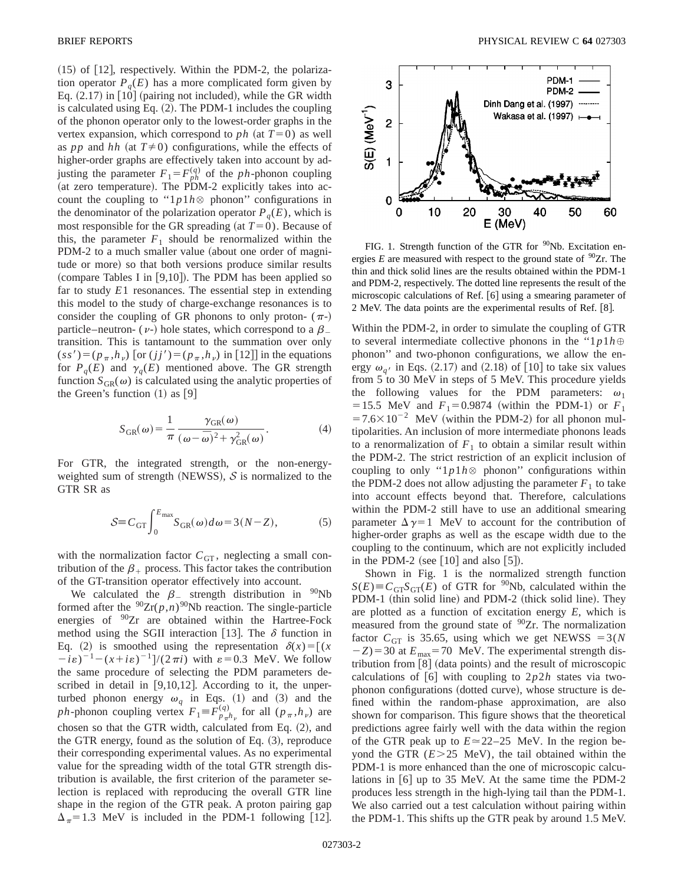(15) of [12], respectively. Within the PDM-2, the polarization operator $P_q(E)$ has a more complicated form given by Eq. (2.17) in [10] (pairing not included), while the GR width is calculated using Eq. (2). The PDM-1 includes the coupling of the phonon operator only to the lowest-order graphs in the vertex expansion, which correspond to $ph$ (at $T=0$) as well as $pp$ and $hh$ (at $T\neq 0$) configurations, while the effects of higher-order graphs are effectively taken into account by adjusting the parameter $F_1 = F_{ph}^{(q)}$ of the $ph$-phonon coupling (at zero temperature). The PDM-2 explicitly takes into account the coupling to "$1p1h\otimes$ phonon" configurations in the denominator of the polarization operator $P_q(E)$, which is most responsible for the GR spreading (at $T=0$). Because of this, the parameter $F_1$ should be renormalized within the PDM-2 to a much smaller value (about one order of magnitude or more) so that both versions produce similar results (compare Tables I in [9,10]). The PDM has been applied so far to study $E1$ resonances. The essential step in extending this model to the study of charge-exchange resonances is to consider the coupling of GR phonons to only proton- ($\pi$-) particle–neutron- ($\nu$-) hole states, which correspond to a $\beta_-$ transition. This is tantamount to the summation over only $(ss') = (p_\pi, h_\nu)$ [or $(jj') = (p_\pi, h_\nu)$ in [12]] in the equations for $P_q(E)$ and $\gamma_q(E)$ mentioned above. The GR strength function $S_{\rm GR}(\omega)$ is calculated using the analytic properties of the Green's function (1) as [9]

$$S_{\rm GR}(\omega) = \frac{1}{\pi}\frac{\gamma_{\rm GR}(\omega)}{(\omega - \bar{\omega})^2 + \gamma_{\rm GR}^2(\omega)}. \tag{4}$$

For GTR, the integrated strength, or the non-energy-weighted sum of strength (NEWSS), $\mathcal{S}$ is normalized to the GTR SR as

$$\mathcal{S} \equiv C_{\rm GT}\int_0^{E_{\rm max}} S_{\rm GR}(\omega)d\omega = 3(N-Z), \tag{5}$$

with the normalization factor $C_{\rm GT}$, neglecting a small contribution of the $\beta_+$ process. This factor takes the contribution of the GT-transition operator effectively into account.

We calculated the $\beta_-$ strength distribution in $^{90}$Nb formed after the $^{90}$Zr$(p,n)^{90}$Nb reaction. The single-particle energies of $^{90}$Zr are obtained within the Hartree-Fock method using the SGII interaction [13]. The $\delta$ function in Eq. (2) is smoothed using the representation $\delta(x) = [(x - i\varepsilon)^{-1} - (x + i\varepsilon)^{-1}]/(2\pi i)$ with $\varepsilon = 0.3$ MeV. We follow the same procedure of selecting the PDM parameters described in detail in [9,10,12]. According to it, the unperturbed phonon energy $\omega_q$ in Eqs. (1) and (3) and the $ph$-phonon coupling vertex $F_1 \equiv F_{p_\pi h_\nu}^{(q)}$ for all $(p_\pi, h_\nu)$ are chosen so that the GTR width, calculated from Eq. (2), and the GTR energy, found as the solution of Eq. (3), reproduce their corresponding experimental values. As no experimental value for the spreading width of the total GTR strength distribution is available, the first criterion of the parameter selection is replaced with reproducing the overall GTR line shape in the region of the GTR peak. A proton pairing gap $\Delta_\pi = 1.3$ MeV is included in the PDM-1 following [12].

FIG. 1. Strength function of the GTR for $^{90}$Nb. Excitation energies $E$ are measured with respect to the ground state of $^{90}$Zr. The thin and thick solid lines are the results obtained within the PDM-1 and PDM-2, respectively. The dotted line represents the result of the microscopic calculations of Ref. [6] using a smearing parameter of 2 MeV. The data points are the experimental results of Ref. [8].

Within the PDM-2, in order to simulate the coupling of GTR to several intermediate collective phonons in the "$1p1h\oplus$ phonon" and two-phonon configurations, we allow the energy $\omega_{q'}$ in Eqs. (2.17) and (2.18) of [10] to take six values from 5 to 30 MeV in steps of 5 MeV. This procedure yields the following values for the PDM parameters: $\omega_1 = 15.5$ MeV and $F_1 = 0.9874$ (within the PDM-1) or $F_1 = 7.6\times 10^{-2}$ MeV (within the PDM-2) for all phonon multipolarities. An inclusion of more intermediate phonons leads to a renormalization of $F_1$ to obtain a similar result within the PDM-2. The strict restriction of an explicit inclusion of coupling to only "$1p1h\otimes$ phonon" configurations within the PDM-2 does not allow adjusting the parameter $F_1$ to take into account effects beyond that. Therefore, calculations within the PDM-2 still have to use an additional smearing parameter $\Delta\gamma = 1$ MeV to account for the contribution of higher-order graphs as well as the escape width due to the coupling to the continuum, which are not explicitly included in the PDM-2 (see [10] and also [5]).

Shown in Fig. 1 is the normalized strength function $S(E) \equiv C_{\rm GT}S_{\rm GT}(E)$ of GTR for $^{90}$Nb, calculated within the PDM-1 (thin solid line) and PDM-2 (thick solid line). They are plotted as a function of excitation energy $E$, which is measured from the ground state of $^{90}$Zr. The normalization factor $C_{\rm GT}$ is 35.65, using which we get NEWSS $=3(N-Z)=30$ at $E_{\rm max} = 70$ MeV. The experimental strength distribution from [8] (data points) and the result of microscopic calculations of [6] with coupling to $2p2h$ states via two-phonon configurations (dotted curve), whose structure is defined within the random-phase approximation, are also shown for comparison. This figure shows that the theoretical predictions agree fairly well with the data within the region of the GTR peak up to $E\simeq 22$–$25$ MeV. In the region beyond the GTR ($E>25$ MeV), the tail obtained within the PDM-1 is more enhanced than the one of microscopic calculations in [6] up to 35 MeV. At the same time the PDM-2 produces less strength in the high-lying tail than the PDM-1. We also carried out a test calculation without pairing within the PDM-1. This shifts up the GTR peak by around 1.5 MeV.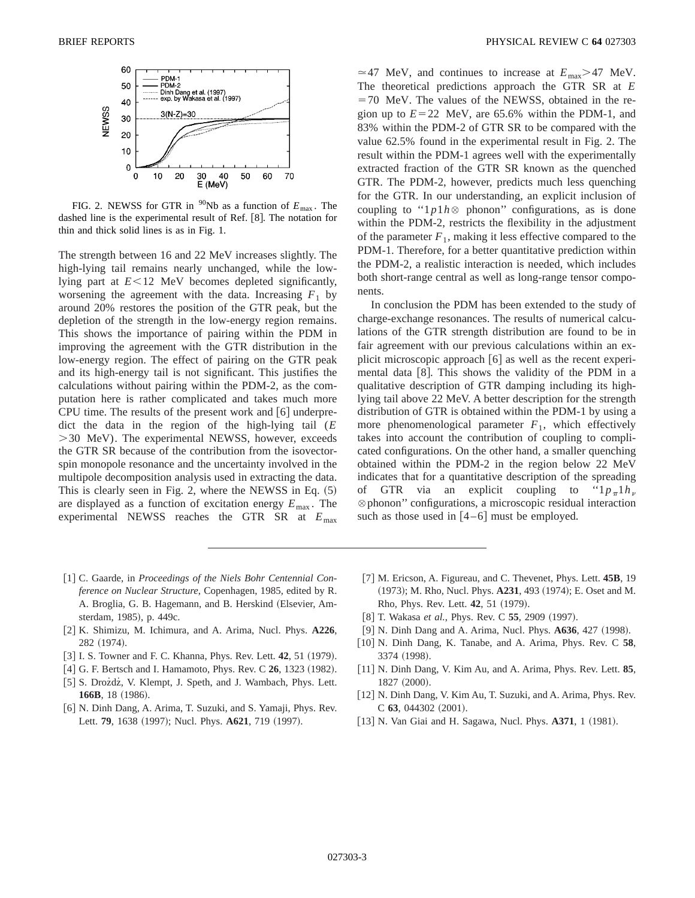NEWSS

60

50

40

30

20

10

0

0 10 20 30 40 50 60 70

E (MeV)

PDM-1

PDM-2

Dinh Dang et al. (1997)

exp. by Wakasa et al. (1997)

3(N-Z)=30

FIG. 2. NEWSS for GTR in $^{90}$Nb as a function of $E_{\max}$. The dashed line is the experimental result of Ref. [8]. The notation for thin and thick solid lines is as in Fig. 1.

The strength between 16 and 22 MeV increases slightly. The high-lying tail remains nearly unchanged, while the low-lying part at $E<12$ MeV becomes depleted significantly, worsening the agreement with the data. Increasing $F_1$ by around 20% restores the position of the GTR peak, but the depletion of the strength in the low-energy region remains. This shows the importance of pairing within the PDM in improving the agreement with the GTR distribution in the low-energy region. The effect of pairing on the GTR peak and its high-energy tail is not significant. This justifies the calculations without pairing within the PDM-2, as the computation here is rather complicated and takes much more CPU time. The results of the present work and [6] underpredict the data in the region of the high-lying tail ($E>30$ MeV). The experimental NEWSS, however, exceeds the GTR SR because of the contribution from the isovector-spin monopole resonance and the uncertainty involved in the multipole decomposition analysis used in extracting the data. This is clearly seen in Fig. 2, where the NEWSS in Eq. (5) are displayed as a function of excitation energy $E_{\max}$. The experimental NEWSS reaches the GTR SR at $E_{\max}\simeq 47$ MeV, and continues to increase at $E_{\max}>47$ MeV. The theoretical predictions approach the GTR SR at $E=70$ MeV. The values of the NEWSS, obtained in the region up to $E=22$ MeV, are 65.6% within the PDM-1, and 83% within the PDM-2 of GTR SR to be compared with the value 62.5% found in the experimental result in Fig. 2. The result within the PDM-1 agrees well with the experimentally extracted fraction of the GTR SR known as the quenched GTR. The PDM-2, however, predicts much less quenching for the GTR. In our understanding, an explicit inclusion of coupling to "$1p1h\otimes$ phonon" configurations, as is done within the PDM-2, restricts the flexibility in the adjustment of the parameter $F_1$, making it less effective compared to the PDM-1. Therefore, for a better quantitative prediction within the PDM-2, a realistic interaction is needed, which includes both short-range central as well as long-range tensor components.

In conclusion the PDM has been extended to the study of charge-exchange resonances. The results of numerical calculations of the GTR strength distribution are found to be in fair agreement with our previous calculations within an explicit microscopic approach [6] as well as the recent experimental data [8]. This shows the validity of the PDM in a qualitative description of GTR damping including its high-lying tail above 22 MeV. A better description for the strength distribution of GTR is obtained within the PDM-1 by using a more phenomenological parameter $F_1$, which effectively takes into account the contribution of coupling to complicated configurations. On the other hand, a smaller quenching obtained within the PDM-2 in the region below 22 MeV indicates that for a quantitative description of the spreading of GTR via an explicit coupling to "$1p_{\pi}1h_{\nu}\otimes$phonon" configurations, a microscopic residual interaction such as those used in [4–6] must be employed.

---

[1] C. Gaarde, in *Proceedings of the Niels Bohr Centennial Conference on Nuclear Structure*, Copenhagen, 1985, edited by R. A. Broglia, G. B. Hagemann, and B. Herskind (Elsevier, Amsterdam, 1985), p. 449c.

[2] K. Shimizu, M. Ichimura, and A. Arima, Nucl. Phys. **A226**, 282 (1974).

[3] I. S. Towner and F. C. Khanna, Phys. Rev. Lett. **42**, 51 (1979).

[4] G. F. Bertsch and I. Hamamoto, Phys. Rev. C **26**, 1323 (1982).

[5] S. Drożdż, V. Klempt, J. Speth, and J. Wambach, Phys. Lett. **166B**, 18 (1986).

[6] N. Dinh Dang, A. Arima, T. Suzuki, and S. Yamaji, Phys. Rev. Lett. **79**, 1638 (1997); Nucl. Phys. **A621**, 719 (1997).

[7] M. Ericson, A. Figureau, and C. Thevenet, Phys. Lett. **45B**, 19 (1973); M. Rho, Nucl. Phys. **A231**, 493 (1974); E. Oset and M. Rho, Phys. Rev. Lett. **42**, 51 (1979).

[8] T. Wakasa *et al.*, Phys. Rev. C **55**, 2909 (1997).

[9] N. Dinh Dang and A. Arima, Nucl. Phys. **A636**, 427 (1998).

[10] N. Dinh Dang, K. Tanabe, and A. Arima, Phys. Rev. C **58**, 3374 (1998).

[11] N. Dinh Dang, V. Kim Au, and A. Arima, Phys. Rev. Lett. **85**, 1827 (2000).

[12] N. Dinh Dang, V. Kim Au, T. Suzuki, and A. Arima, Phys. Rev. C **63**, 044302 (2001).

[13] N. Van Giai and H. Sagawa, Nucl. Phys. **A371**, 1 (1981).